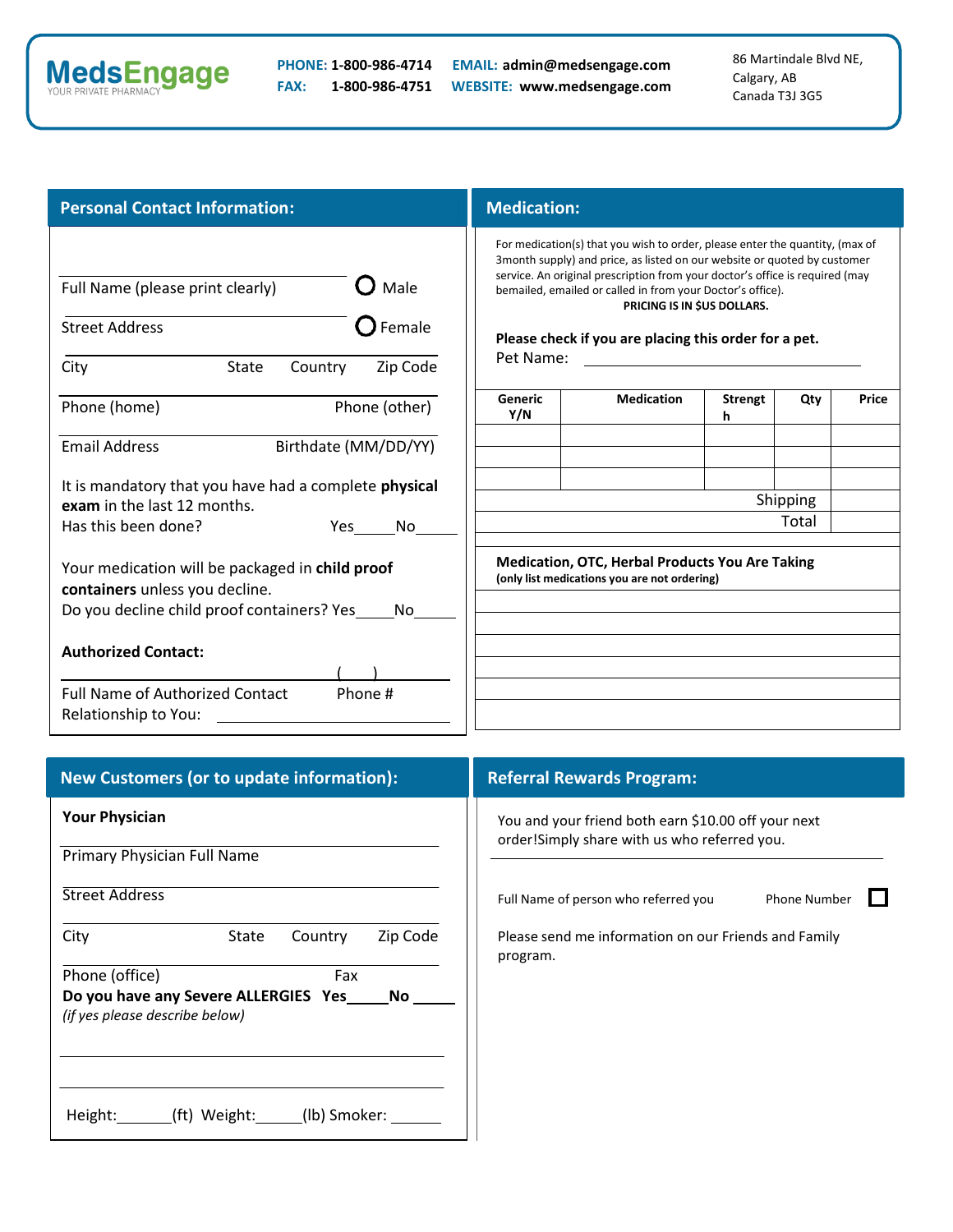**MedsEngage**
YOUR PRIVATE PHARMACY

**PHONE:** 1-800-986-4714
**FAX:** 1-800-986-4751
**EMAIL:** admin@medsengage.com
**WEBSITE:** www.medsengage.com

86 Martindale Blvd NE,
Calgary, AB
Canada T3J 3G5

## Personal Contact Information:

Full Name (please print clearly) ______________ ○ Male ○ Female

Street Address ______________

City ______ State ______ Country ______ Zip Code ______

Phone (home) ______ Phone (other) ______

Email Address ______ Birthdate (MM/DD/YY) ______

It is mandatory that you have had a complete **physical exam** in the last 12 months.
Has this been done? Yes_____ No_____

Your medication will be packaged in **child proof containers** unless you decline.
Do you decline child proof containers? Yes_____ No_____

**Authorized Contact:**

Full Name of Authorized Contact ______ Phone # (    ) ______

Relationship to You: ______________

## Medication:

For medication(s) that you wish to order, please enter the quantity, (max of 3month supply) and price, as listed on our website or quoted by customer service. An original prescription from your doctor's office is required (may bemailed, emailed or called in from your Doctor's office).

**PRICING IS IN $US DOLLARS.**

**Please check if you are placing this order for a pet.**
Pet Name: ______________

| Generic Y/N | Medication | Strength | Qty | Price |
|---|---|---|---|---|
| | | | | |
| | | | | |
| | | | | |
| | | | Shipping | |
| | | | Total | |

**Medication, OTC, Herbal Products You Are Taking**
**(only list medications you are not ordering)**

______________
______________
______________
______________
______________

## New Customers (or to update information):

**Your Physician**

Primary Physician Full Name ______________

Street Address ______________

City ______ State ______ Country ______ Zip Code ______

Phone (office) ______ Fax ______

**Do you have any Severe ALLERGIES Yes_____ No _____**
*(if yes please describe below)*

______________
______________

Height:______(ft) Weight:_____(lb) Smoker: ______

## Referral Rewards Program:

You and your friend both earn $10.00 off your next order!Simply share with us who referred you.

Full Name of person who referred you ______ Phone Number ______

☐ Please send me information on our Friends and Family program.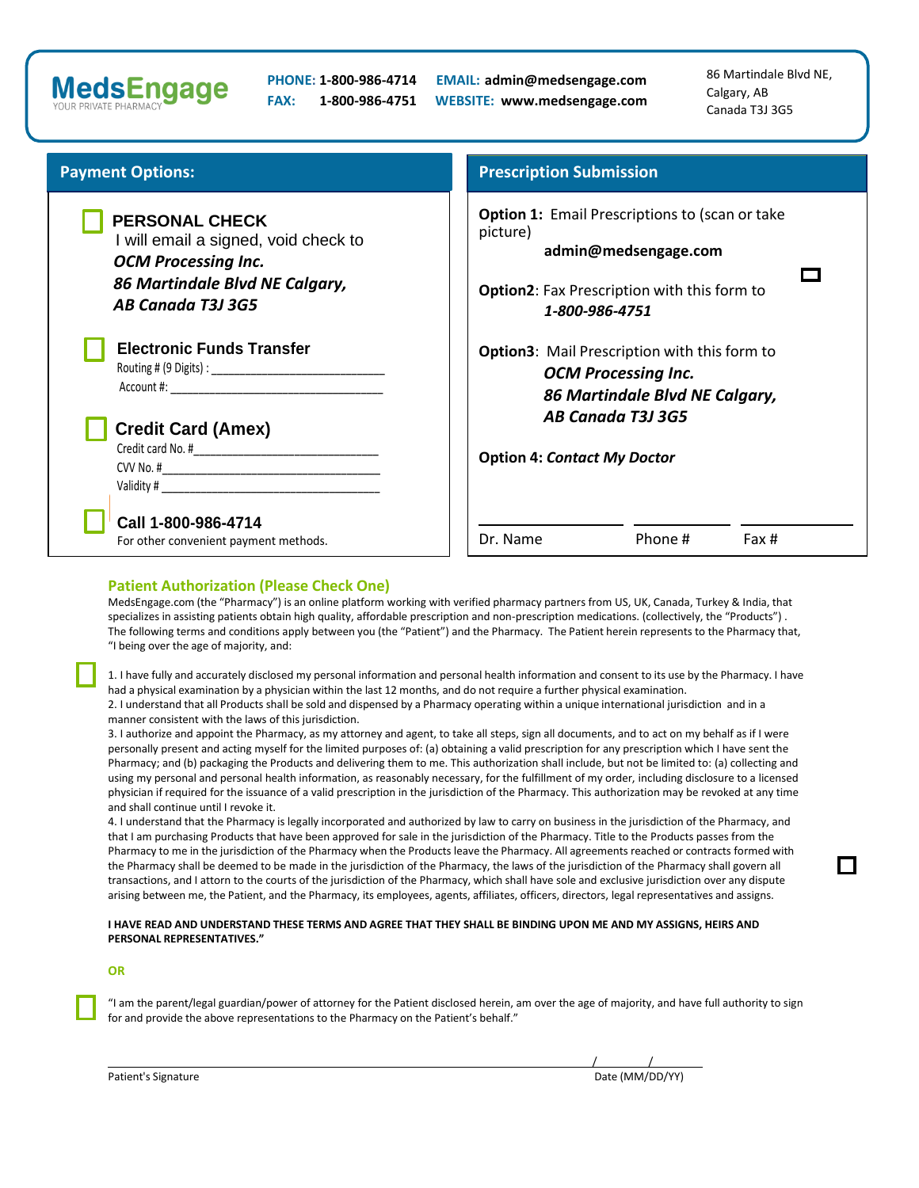**MedsEngage** YOUR PRIVATE PHARMACY

**PHONE:** 1-800-986-4714 **EMAIL:** admin@medsengage.com
**FAX:** 1-800-986-4751 **WEBSITE:** www.medsengage.com

86 Martindale Blvd NE,
Calgary, AB
Canada T3J 3G5

## Payment Options:

☐ **PERSONAL CHECK**
I will email a signed, void check to
***OCM Processing Inc.***
***86 Martindale Blvd NE Calgary,***
***AB Canada T3J 3G5***

☐ **Electronic Funds Transfer**
Routing # (9 Digits) : ____________________________
Account #: ____________________________________

☐ **Credit Card (Amex)**
Credit card No. #______________________________
CVV No. #____________________________________
Validity #____________________________________

☐ **Call 1-800-986-4714**
For other convenient payment methods.

## Prescription Submission

**Option 1:** Email Prescriptions to (scan or take picture)
**admin@medsengage.com**

**Option2**: Fax Prescription with this form to
***1-800-986-4751***

**Option3**: Mail Prescription with this form to
***OCM Processing Inc.***
***86 Martindale Blvd NE Calgary,***
***AB Canada T3J 3G5***

**Option 4:** ***Contact My Doctor***

Dr. Name ____________ Phone # ____________ Fax # ____________

### Patient Authorization (Please Check One)

MedsEngage.com (the "Pharmacy") is an online platform working with verified pharmacy partners from US, UK, Canada, Turkey & India, that specializes in assisting patients obtain high quality, affordable prescription and non-prescription medications. (collectively, the "Products") . The following terms and conditions apply between you (the "Patient") and the Pharmacy. The Patient herein represents to the Pharmacy that, "I being over the age of majority, and:

☐

1. I have fully and accurately disclosed my personal information and personal health information and consent to its use by the Pharmacy. I have had a physical examination by a physician within the last 12 months, and do not require a further physical examination.
2. I understand that all Products shall be sold and dispensed by a Pharmacy operating within a unique international jurisdiction and in a manner consistent with the laws of this jurisdiction.
3. I authorize and appoint the Pharmacy, as my attorney and agent, to take all steps, sign all documents, and to act on my behalf as if I were personally present and acting myself for the limited purposes of: (a) obtaining a valid prescription for any prescription which I have sent the Pharmacy; and (b) packaging the Products and delivering them to me. This authorization shall include, but not be limited to: (a) collecting and using my personal and personal health information, as reasonably necessary, for the fulfillment of my order, including disclosure to a licensed physician if required for the issuance of a valid prescription in the jurisdiction of the Pharmacy. This authorization may be revoked at any time and shall continue until I revoke it.
4. I understand that the Pharmacy is legally incorporated and authorized by law to carry on business in the jurisdiction of the Pharmacy, and that I am purchasing Products that have been approved for sale in the jurisdiction of the Pharmacy. Title to the Products passes from the Pharmacy to me in the jurisdiction of the Pharmacy when the Products leave the Pharmacy. All agreements reached or contracts formed with the Pharmacy shall be deemed to be made in the jurisdiction of the Pharmacy, the laws of the jurisdiction of the Pharmacy shall govern all transactions, and I attorn to the courts of the jurisdiction of the Pharmacy, which shall have sole and exclusive jurisdiction over any dispute arising between me, the Patient, and the Pharmacy, its employees, agents, affiliates, officers, directors, legal representatives and assigns.

**I HAVE READ AND UNDERSTAND THESE TERMS AND AGREE THAT THEY SHALL BE BINDING UPON ME AND MY ASSIGNS, HEIRS AND PERSONAL REPRESENTATIVES."**

**OR**

☐ "I am the parent/legal guardian/power of attorney for the Patient disclosed herein, am over the age of majority, and have full authority to sign for and provide the above representations to the Pharmacy on the Patient's behalf."

______________________________________________ ____/____/____

Patient's Signature Date (MM/DD/YY)